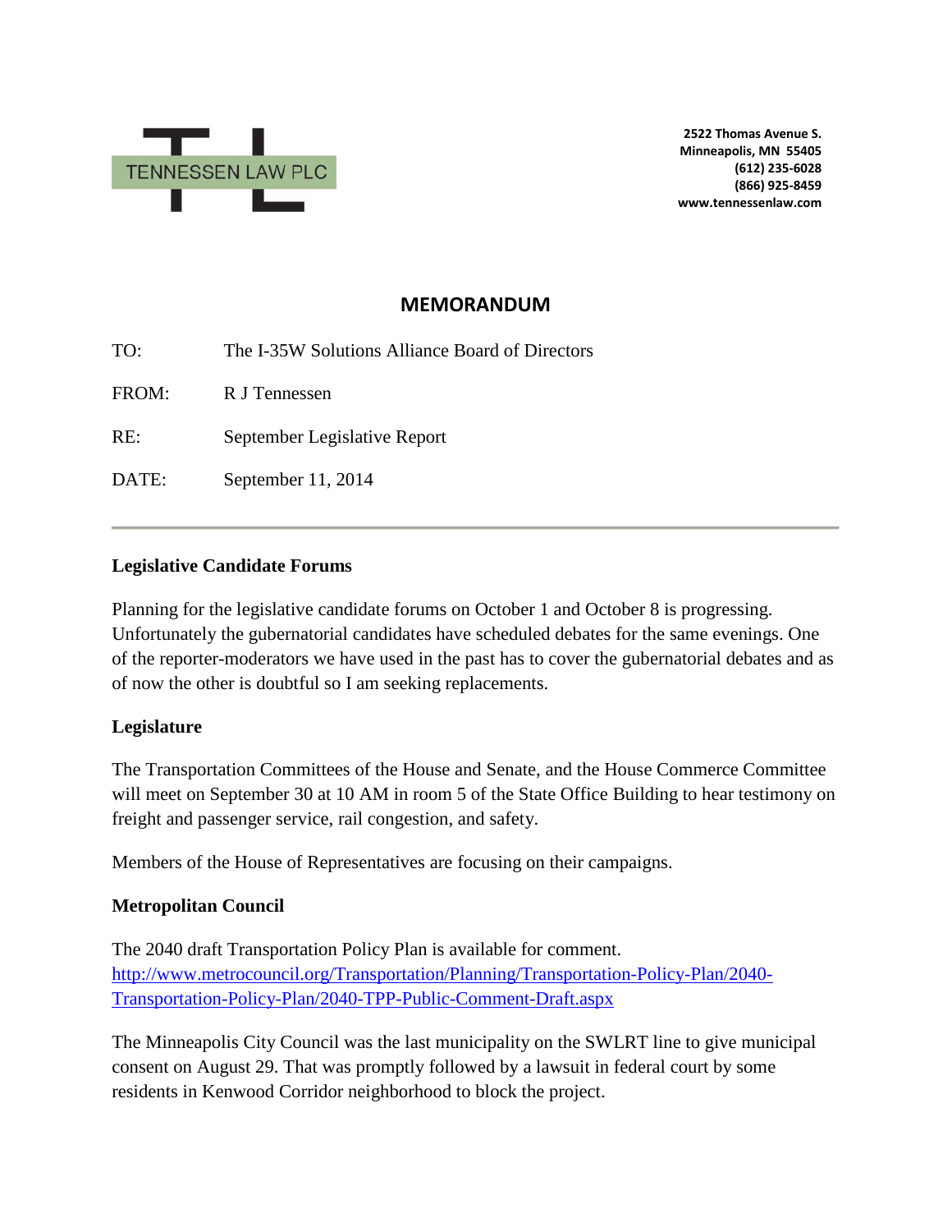TENNESSEN LAW PLC

**2522 Thomas Avenue S.**
**Minneapolis, MN 55405**
**(612) 235-6028**
**(866) 925-8459**
**www.tennessenlaw.com**

## MEMORANDUM

TO: The I-35W Solutions Alliance Board of Directors

FROM: R J Tennessen

RE: September Legislative Report

DATE: September 11, 2014

---

**Legislative Candidate Forums**

Planning for the legislative candidate forums on October 1 and October 8 is progressing. Unfortunately the gubernatorial candidates have scheduled debates for the same evenings. One of the reporter-moderators we have used in the past has to cover the gubernatorial debates and as of now the other is doubtful so I am seeking replacements.

**Legislature**

The Transportation Committees of the House and Senate, and the House Commerce Committee will meet on September 30 at 10 AM in room 5 of the State Office Building to hear testimony on freight and passenger service, rail congestion, and safety.

Members of the House of Representatives are focusing on their campaigns.

**Metropolitan Council**

The 2040 draft Transportation Policy Plan is available for comment.
http://www.metrocouncil.org/Transportation/Planning/Transportation-Policy-Plan/2040-Transportation-Policy-Plan/2040-TPP-Public-Comment-Draft.aspx

The Minneapolis City Council was the last municipality on the SWLRT line to give municipal consent on August 29. That was promptly followed by a lawsuit in federal court by some residents in Kenwood Corridor neighborhood to block the project.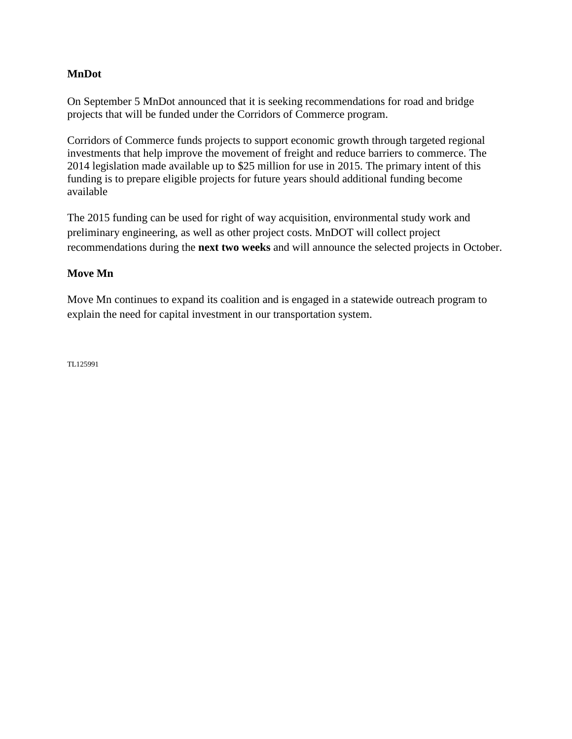**MnDot**

On September 5 MnDot announced that it is seeking recommendations for road and bridge projects that will be funded under the Corridors of Commerce program.

Corridors of Commerce funds projects to support economic growth through targeted regional investments that help improve the movement of freight and reduce barriers to commerce. The 2014 legislation made available up to $25 million for use in 2015. The primary intent of this funding is to prepare eligible projects for future years should additional funding become available

The 2015 funding can be used for right of way acquisition, environmental study work and preliminary engineering, as well as other project costs. MnDOT will collect project recommendations during the **next two weeks** and will announce the selected projects in October.

**Move Mn**

Move Mn continues to expand its coalition and is engaged in a statewide outreach program to explain the need for capital investment in our transportation system.

TL125991